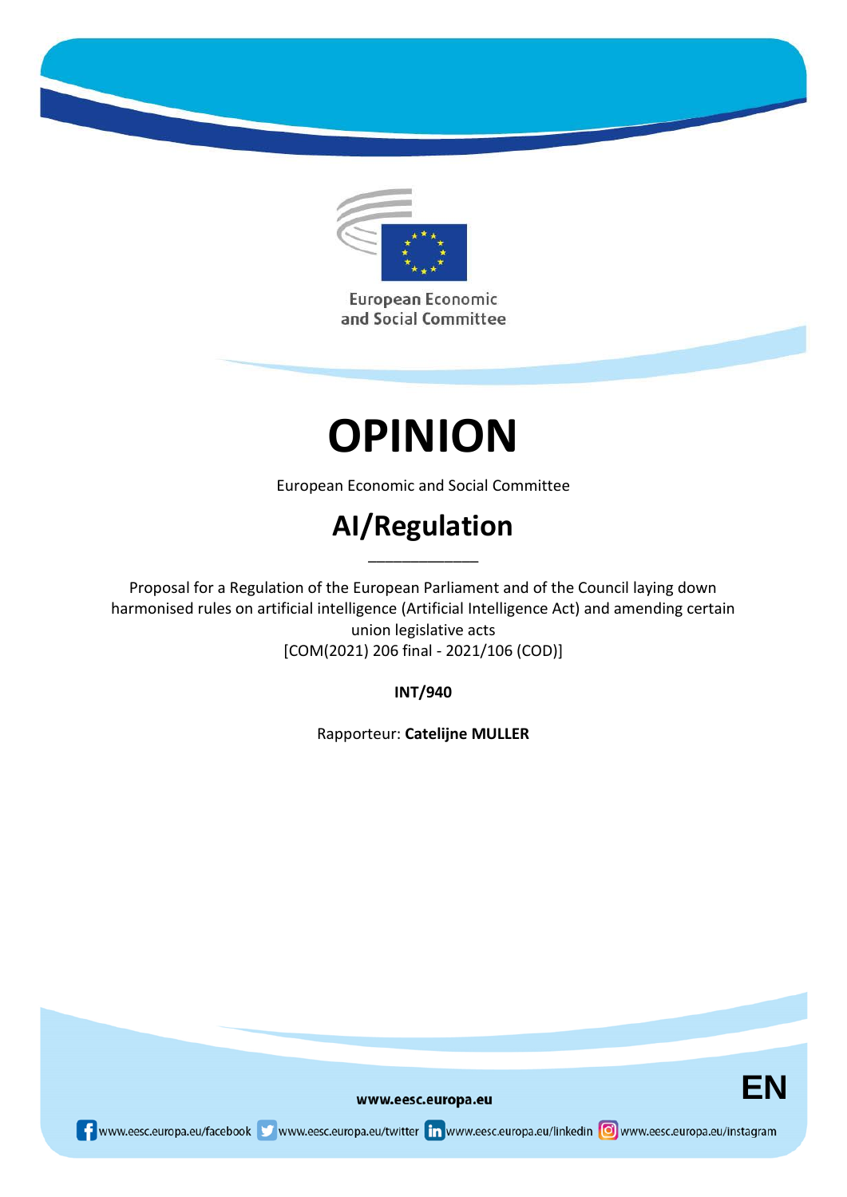European Economic and Social Committee

# OPINION

European Economic and Social Committee

## AI/Regulation

\_\_\_\_\_\_\_\_\_\_\_\_\_

Proposal for a Regulation of the European Parliament and of the Council laying down harmonised rules on artificial intelligence (Artificial Intelligence Act) and amending certain union legislative acts
[COM(2021) 206 final - 2021/106 (COD)]

**INT/940**

Rapporteur: **Catelijne MULLER**

www.eesc.europa.eu

EN

www.eesc.europa.eu/facebook www.eesc.europa.eu/twitter www.eesc.europa.eu/linkedin www.eesc.europa.eu/instagram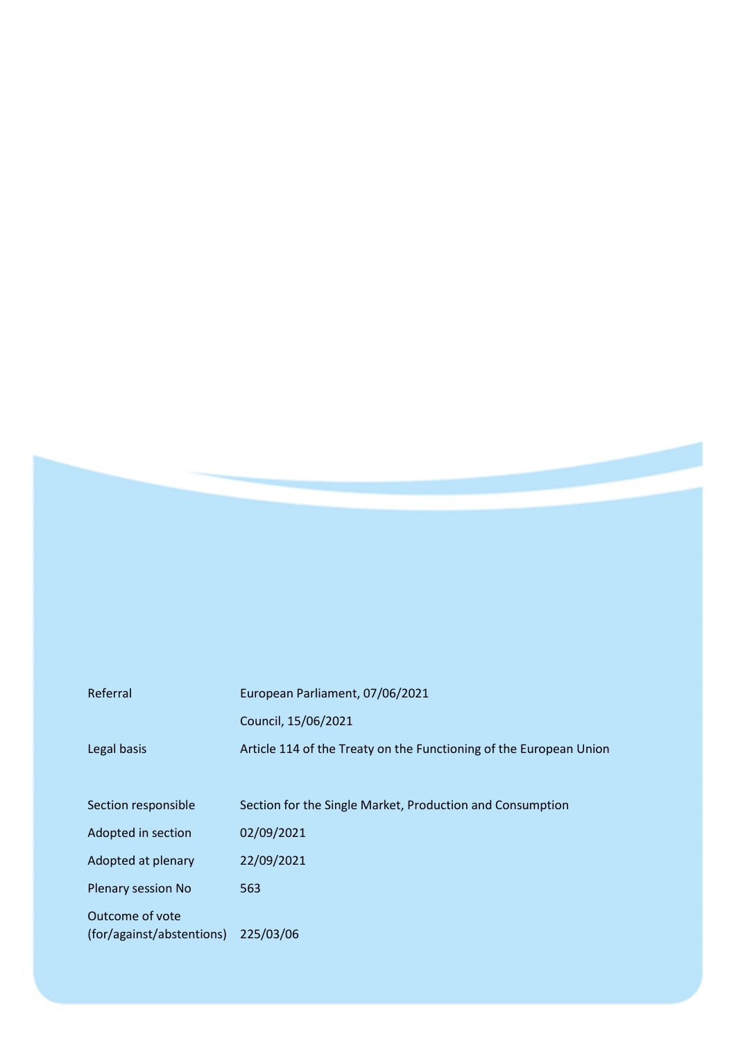| | |
|---|---|
| Referral | European Parliament, 07/06/2021 |
| | Council, 15/06/2021 |
| Legal basis | Article 114 of the Treaty on the Functioning of the European Union |
| | |
| Section responsible | Section for the Single Market, Production and Consumption |
| Adopted in section | 02/09/2021 |
| Adopted at plenary | 22/09/2021 |
| Plenary session No | 563 |
| Outcome of vote (for/against/abstentions) | 225/03/06 |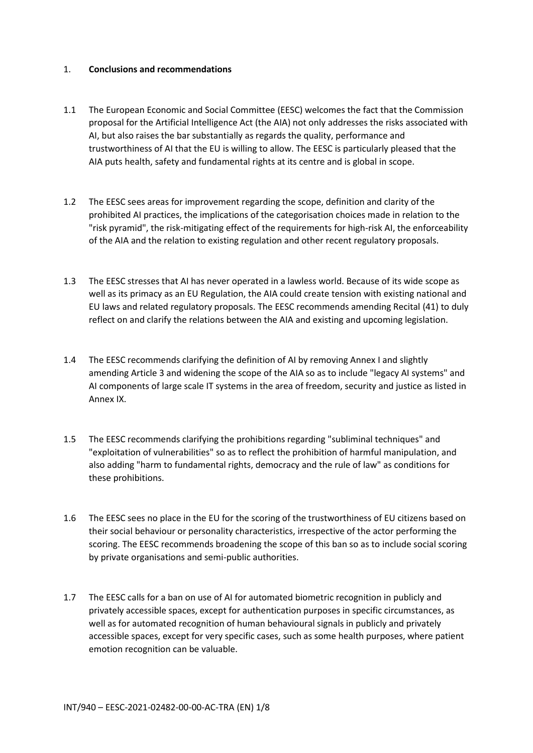1. **Conclusions and recommendations**

1.1 The European Economic and Social Committee (EESC) welcomes the fact that the Commission proposal for the Artificial Intelligence Act (the AIA) not only addresses the risks associated with AI, but also raises the bar substantially as regards the quality, performance and trustworthiness of AI that the EU is willing to allow. The EESC is particularly pleased that the AIA puts health, safety and fundamental rights at its centre and is global in scope.

1.2 The EESC sees areas for improvement regarding the scope, definition and clarity of the prohibited AI practices, the implications of the categorisation choices made in relation to the "risk pyramid", the risk-mitigating effect of the requirements for high-risk AI, the enforceability of the AIA and the relation to existing regulation and other recent regulatory proposals.

1.3 The EESC stresses that AI has never operated in a lawless world. Because of its wide scope as well as its primacy as an EU Regulation, the AIA could create tension with existing national and EU laws and related regulatory proposals. The EESC recommends amending Recital (41) to duly reflect on and clarify the relations between the AIA and existing and upcoming legislation.

1.4 The EESC recommends clarifying the definition of AI by removing Annex I and slightly amending Article 3 and widening the scope of the AIA so as to include "legacy AI systems" and AI components of large scale IT systems in the area of freedom, security and justice as listed in Annex IX.

1.5 The EESC recommends clarifying the prohibitions regarding "subliminal techniques" and "exploitation of vulnerabilities" so as to reflect the prohibition of harmful manipulation, and also adding "harm to fundamental rights, democracy and the rule of law" as conditions for these prohibitions.

1.6 The EESC sees no place in the EU for the scoring of the trustworthiness of EU citizens based on their social behaviour or personality characteristics, irrespective of the actor performing the scoring. The EESC recommends broadening the scope of this ban so as to include social scoring by private organisations and semi-public authorities.

1.7 The EESC calls for a ban on use of AI for automated biometric recognition in publicly and privately accessible spaces, except for authentication purposes in specific circumstances, as well as for automated recognition of human behavioural signals in publicly and privately accessible spaces, except for very specific cases, such as some health purposes, where patient emotion recognition can be valuable.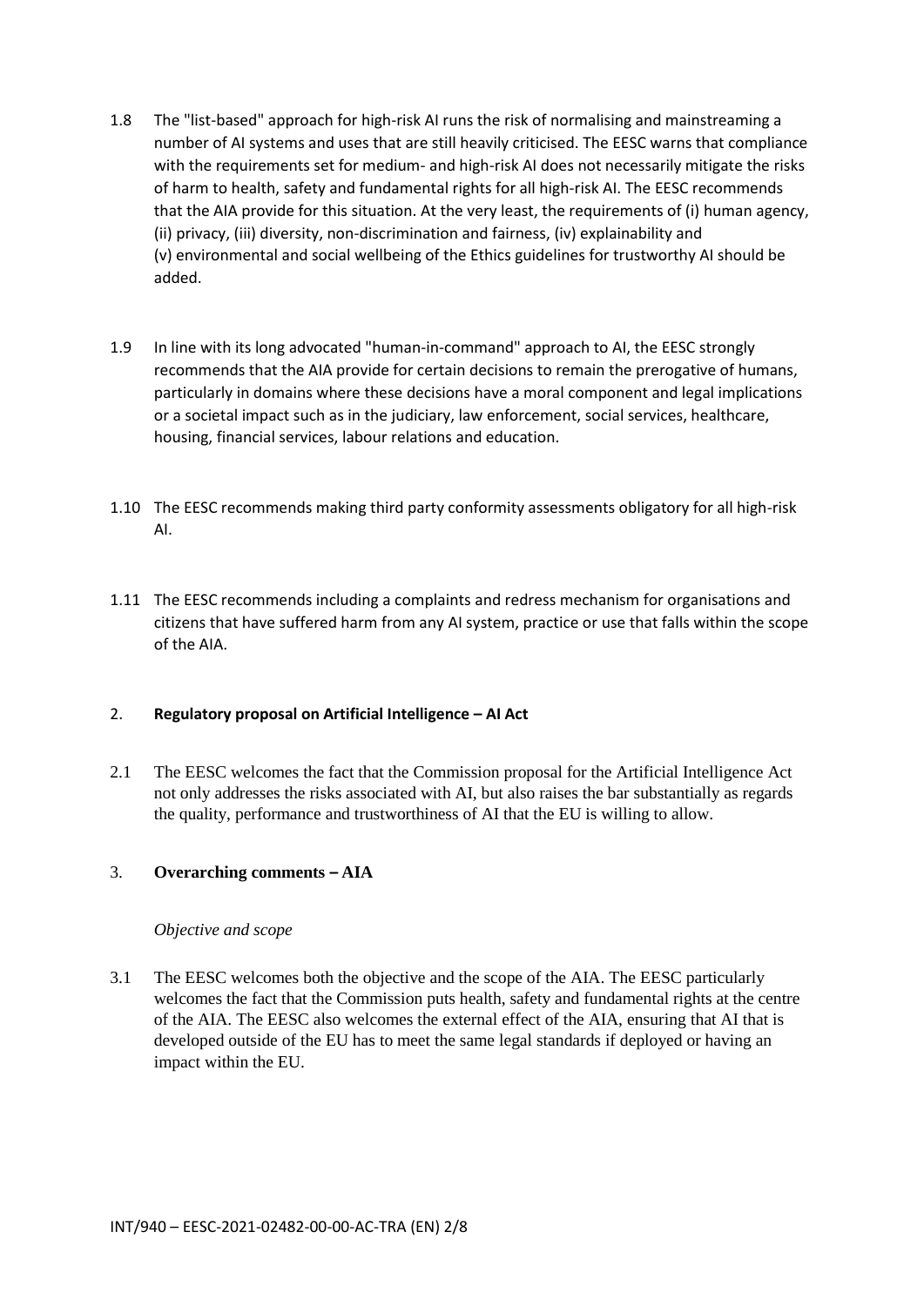1.8 The "list-based" approach for high-risk AI runs the risk of normalising and mainstreaming a number of AI systems and uses that are still heavily criticised. The EESC warns that compliance with the requirements set for medium- and high-risk AI does not necessarily mitigate the risks of harm to health, safety and fundamental rights for all high-risk AI. The EESC recommends that the AIA provide for this situation. At the very least, the requirements of (i) human agency, (ii) privacy, (iii) diversity, non-discrimination and fairness, (iv) explainability and (v) environmental and social wellbeing of the Ethics guidelines for trustworthy AI should be added.

1.9 In line with its long advocated "human-in-command" approach to AI, the EESC strongly recommends that the AIA provide for certain decisions to remain the prerogative of humans, particularly in domains where these decisions have a moral component and legal implications or a societal impact such as in the judiciary, law enforcement, social services, healthcare, housing, financial services, labour relations and education.

1.10 The EESC recommends making third party conformity assessments obligatory for all high-risk AI.

1.11 The EESC recommends including a complaints and redress mechanism for organisations and citizens that have suffered harm from any AI system, practice or use that falls within the scope of the AIA.

## 2. Regulatory proposal on Artificial Intelligence – AI Act

2.1 The EESC welcomes the fact that the Commission proposal for the Artificial Intelligence Act not only addresses the risks associated with AI, but also raises the bar substantially as regards the quality, performance and trustworthiness of AI that the EU is willing to allow.

## 3. Overarching comments – AIA

*Objective and scope*

3.1 The EESC welcomes both the objective and the scope of the AIA. The EESC particularly welcomes the fact that the Commission puts health, safety and fundamental rights at the centre of the AIA. The EESC also welcomes the external effect of the AIA, ensuring that AI that is developed outside of the EU has to meet the same legal standards if deployed or having an impact within the EU.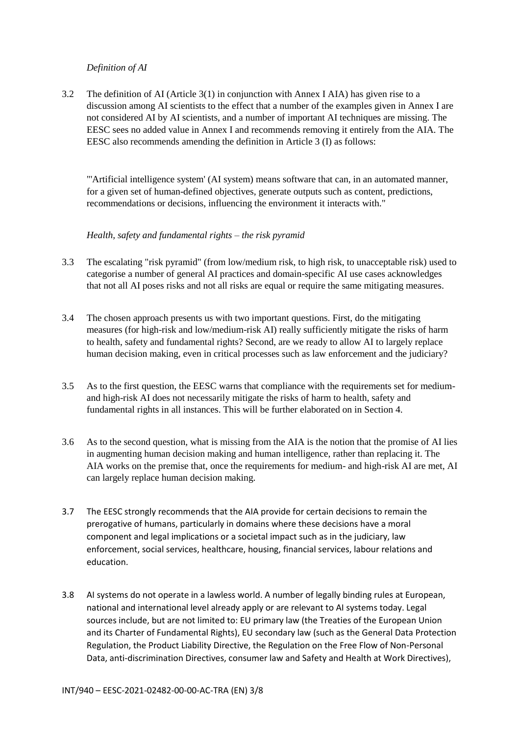*Definition of AI*

3.2 The definition of AI (Article 3(1) in conjunction with Annex I AIA) has given rise to a discussion among AI scientists to the effect that a number of the examples given in Annex I are not considered AI by AI scientists, and a number of important AI techniques are missing. The EESC sees no added value in Annex I and recommends removing it entirely from the AIA. The EESC also recommends amending the definition in Article 3 (I) as follows:

"'Artificial intelligence system' (AI system) means software that can, in an automated manner, for a given set of human-defined objectives, generate outputs such as content, predictions, recommendations or decisions, influencing the environment it interacts with."

*Health, safety and fundamental rights – the risk pyramid*

3.3 The escalating "risk pyramid" (from low/medium risk, to high risk, to unacceptable risk) used to categorise a number of general AI practices and domain-specific AI use cases acknowledges that not all AI poses risks and not all risks are equal or require the same mitigating measures.

3.4 The chosen approach presents us with two important questions. First, do the mitigating measures (for high-risk and low/medium-risk AI) really sufficiently mitigate the risks of harm to health, safety and fundamental rights? Second, are we ready to allow AI to largely replace human decision making, even in critical processes such as law enforcement and the judiciary?

3.5 As to the first question, the EESC warns that compliance with the requirements set for medium- and high-risk AI does not necessarily mitigate the risks of harm to health, safety and fundamental rights in all instances. This will be further elaborated on in Section 4.

3.6 As to the second question, what is missing from the AIA is the notion that the promise of AI lies in augmenting human decision making and human intelligence, rather than replacing it. The AIA works on the premise that, once the requirements for medium- and high-risk AI are met, AI can largely replace human decision making.

3.7 The EESC strongly recommends that the AIA provide for certain decisions to remain the prerogative of humans, particularly in domains where these decisions have a moral component and legal implications or a societal impact such as in the judiciary, law enforcement, social services, healthcare, housing, financial services, labour relations and education.

3.8 AI systems do not operate in a lawless world. A number of legally binding rules at European, national and international level already apply or are relevant to AI systems today. Legal sources include, but are not limited to: EU primary law (the Treaties of the European Union and its Charter of Fundamental Rights), EU secondary law (such as the General Data Protection Regulation, the Product Liability Directive, the Regulation on the Free Flow of Non-Personal Data, anti-discrimination Directives, consumer law and Safety and Health at Work Directives),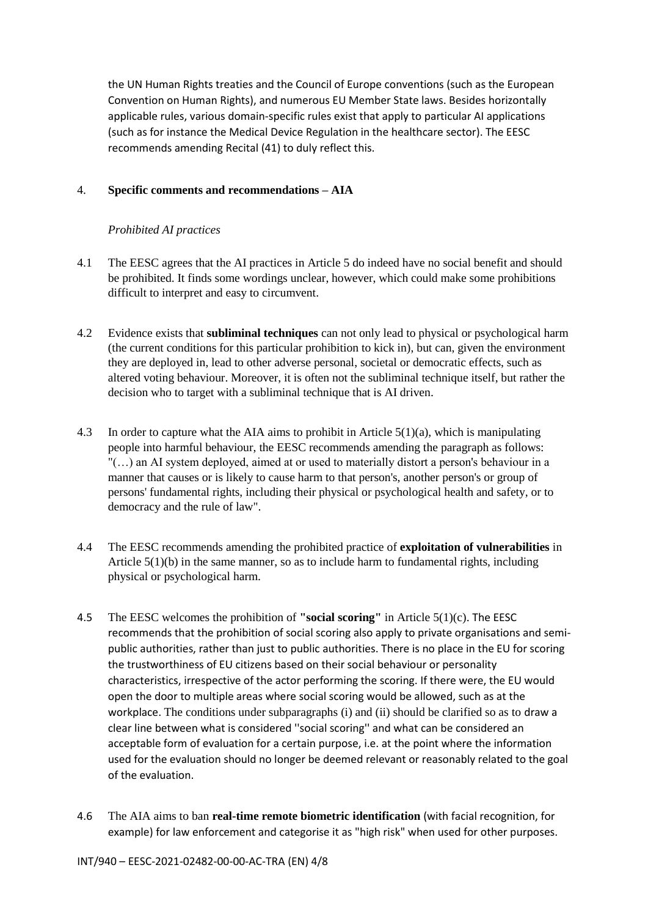the UN Human Rights treaties and the Council of Europe conventions (such as the European Convention on Human Rights), and numerous EU Member State laws. Besides horizontally applicable rules, various domain-specific rules exist that apply to particular AI applications (such as for instance the Medical Device Regulation in the healthcare sector). The EESC recommends amending Recital (41) to duly reflect this.

## 4. Specific comments and recommendations – AIA

*Prohibited AI practices*

4.1 The EESC agrees that the AI practices in Article 5 do indeed have no social benefit and should be prohibited. It finds some wordings unclear, however, which could make some prohibitions difficult to interpret and easy to circumvent.

4.2 Evidence exists that **subliminal techniques** can not only lead to physical or psychological harm (the current conditions for this particular prohibition to kick in), but can, given the environment they are deployed in, lead to other adverse personal, societal or democratic effects, such as altered voting behaviour. Moreover, it is often not the subliminal technique itself, but rather the decision who to target with a subliminal technique that is AI driven.

4.3 In order to capture what the AIA aims to prohibit in Article 5(1)(a), which is manipulating people into harmful behaviour, the EESC recommends amending the paragraph as follows: "(…) an AI system deployed, aimed at or used to materially distort a person's behaviour in a manner that causes or is likely to cause harm to that person's, another person's or group of persons' fundamental rights, including their physical or psychological health and safety, or to democracy and the rule of law".

4.4 The EESC recommends amending the prohibited practice of **exploitation of vulnerabilities** in Article 5(1)(b) in the same manner, so as to include harm to fundamental rights, including physical or psychological harm.

4.5 The EESC welcomes the prohibition of **"social scoring"** in Article 5(1)(c). The EESC recommends that the prohibition of social scoring also apply to private organisations and semi-public authorities, rather than just to public authorities. There is no place in the EU for scoring the trustworthiness of EU citizens based on their social behaviour or personality characteristics, irrespective of the actor performing the scoring. If there were, the EU would open the door to multiple areas where social scoring would be allowed, such as at the workplace. The conditions under subparagraphs (i) and (ii) should be clarified so as to draw a clear line between what is considered "social scoring" and what can be considered an acceptable form of evaluation for a certain purpose, i.e. at the point where the information used for the evaluation should no longer be deemed relevant or reasonably related to the goal of the evaluation.

4.6 The AIA aims to ban **real-time remote biometric identification** (with facial recognition, for example) for law enforcement and categorise it as "high risk" when used for other purposes.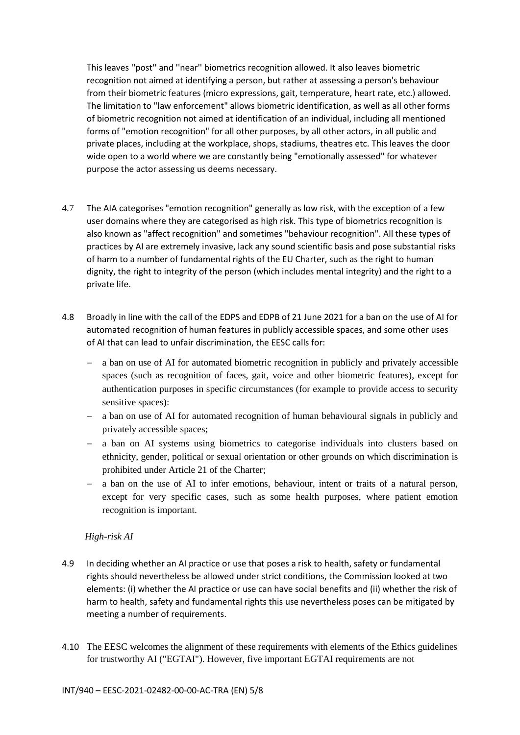This leaves ''post'' and ''near'' biometrics recognition allowed. It also leaves biometric recognition not aimed at identifying a person, but rather at assessing a person's behaviour from their biometric features (micro expressions, gait, temperature, heart rate, etc.) allowed. The limitation to "law enforcement" allows biometric identification, as well as all other forms of biometric recognition not aimed at identification of an individual, including all mentioned forms of "emotion recognition" for all other purposes, by all other actors, in all public and private places, including at the workplace, shops, stadiums, theatres etc. This leaves the door wide open to a world where we are constantly being "emotionally assessed" for whatever purpose the actor assessing us deems necessary.

4.7 The AIA categorises "emotion recognition" generally as low risk, with the exception of a few user domains where they are categorised as high risk. This type of biometrics recognition is also known as "affect recognition" and sometimes "behaviour recognition". All these types of practices by AI are extremely invasive, lack any sound scientific basis and pose substantial risks of harm to a number of fundamental rights of the EU Charter, such as the right to human dignity, the right to integrity of the person (which includes mental integrity) and the right to a private life.

4.8 Broadly in line with the call of the EDPS and EDPB of 21 June 2021 for a ban on the use of AI for automated recognition of human features in publicly accessible spaces, and some other uses of AI that can lead to unfair discrimination, the EESC calls for:

- a ban on use of AI for automated biometric recognition in publicly and privately accessible spaces (such as recognition of faces, gait, voice and other biometric features), except for authentication purposes in specific circumstances (for example to provide access to security sensitive spaces):
- a ban on use of AI for automated recognition of human behavioural signals in publicly and privately accessible spaces;
- a ban on AI systems using biometrics to categorise individuals into clusters based on ethnicity, gender, political or sexual orientation or other grounds on which discrimination is prohibited under Article 21 of the Charter;
- a ban on the use of AI to infer emotions, behaviour, intent or traits of a natural person, except for very specific cases, such as some health purposes, where patient emotion recognition is important.

*High-risk AI*

4.9 In deciding whether an AI practice or use that poses a risk to health, safety or fundamental rights should nevertheless be allowed under strict conditions, the Commission looked at two elements: (i) whether the AI practice or use can have social benefits and (ii) whether the risk of harm to health, safety and fundamental rights this use nevertheless poses can be mitigated by meeting a number of requirements.

4.10 The EESC welcomes the alignment of these requirements with elements of the Ethics guidelines for trustworthy AI ("EGTAI"). However, five important EGTAI requirements are not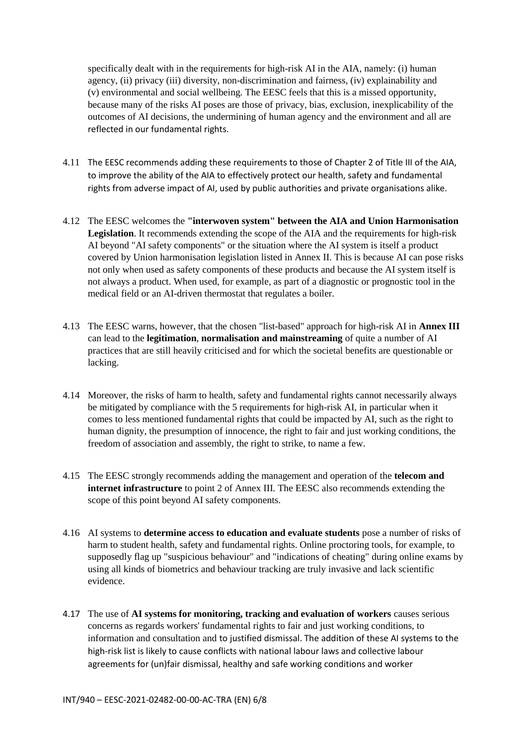specifically dealt with in the requirements for high-risk AI in the AIA, namely: (i) human agency, (ii) privacy (iii) diversity, non-discrimination and fairness, (iv) explainability and (v) environmental and social wellbeing. The EESC feels that this is a missed opportunity, because many of the risks AI poses are those of privacy, bias, exclusion, inexplicability of the outcomes of AI decisions, the undermining of human agency and the environment and all are reflected in our fundamental rights.

4.11 The EESC recommends adding these requirements to those of Chapter 2 of Title III of the AIA, to improve the ability of the AIA to effectively protect our health, safety and fundamental rights from adverse impact of AI, used by public authorities and private organisations alike.

4.12 The EESC welcomes the **"interwoven system" between the AIA and Union Harmonisation Legislation**. It recommends extending the scope of the AIA and the requirements for high-risk AI beyond "AI safety components" or the situation where the AI system is itself a product covered by Union harmonisation legislation listed in Annex II. This is because AI can pose risks not only when used as safety components of these products and because the AI system itself is not always a product. When used, for example, as part of a diagnostic or prognostic tool in the medical field or an AI-driven thermostat that regulates a boiler.

4.13 The EESC warns, however, that the chosen "list-based" approach for high-risk AI in **Annex III** can lead to the **legitimation**, **normalisation and mainstreaming** of quite a number of AI practices that are still heavily criticised and for which the societal benefits are questionable or lacking.

4.14 Moreover, the risks of harm to health, safety and fundamental rights cannot necessarily always be mitigated by compliance with the 5 requirements for high-risk AI, in particular when it comes to less mentioned fundamental rights that could be impacted by AI, such as the right to human dignity, the presumption of innocence, the right to fair and just working conditions, the freedom of association and assembly, the right to strike, to name a few.

4.15 The EESC strongly recommends adding the management and operation of the **telecom and internet infrastructure** to point 2 of Annex III. The EESC also recommends extending the scope of this point beyond AI safety components.

4.16 AI systems to **determine access to education and evaluate students** pose a number of risks of harm to student health, safety and fundamental rights. Online proctoring tools, for example, to supposedly flag up "suspicious behaviour" and "indications of cheating" during online exams by using all kinds of biometrics and behaviour tracking are truly invasive and lack scientific evidence.

4.17 The use of **AI systems for monitoring, tracking and evaluation of workers** causes serious concerns as regards workers' fundamental rights to fair and just working conditions, to information and consultation and to justified dismissal. The addition of these AI systems to the high-risk list is likely to cause conflicts with national labour laws and collective labour agreements for (un)fair dismissal, healthy and safe working conditions and worker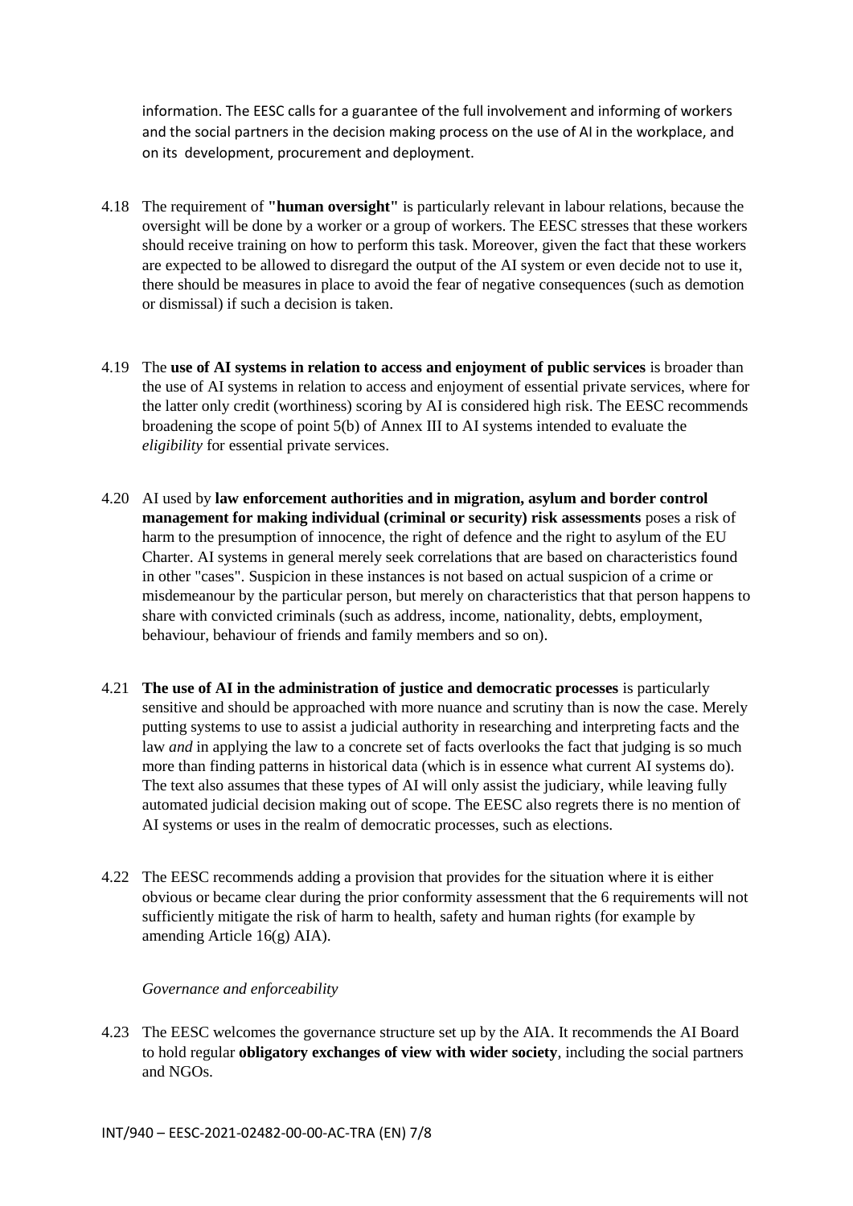information. The EESC calls for a guarantee of the full involvement and informing of workers and the social partners in the decision making process on the use of AI in the workplace, and on its development, procurement and deployment.

4.18 The requirement of **"human oversight"** is particularly relevant in labour relations, because the oversight will be done by a worker or a group of workers. The EESC stresses that these workers should receive training on how to perform this task. Moreover, given the fact that these workers are expected to be allowed to disregard the output of the AI system or even decide not to use it, there should be measures in place to avoid the fear of negative consequences (such as demotion or dismissal) if such a decision is taken.

4.19 The **use of AI systems in relation to access and enjoyment of public services** is broader than the use of AI systems in relation to access and enjoyment of essential private services, where for the latter only credit (worthiness) scoring by AI is considered high risk. The EESC recommends broadening the scope of point 5(b) of Annex III to AI systems intended to evaluate the *eligibility* for essential private services.

4.20 AI used by **law enforcement authorities and in migration, asylum and border control management for making individual (criminal or security) risk assessments** poses a risk of harm to the presumption of innocence, the right of defence and the right to asylum of the EU Charter. AI systems in general merely seek correlations that are based on characteristics found in other "cases". Suspicion in these instances is not based on actual suspicion of a crime or misdemeanour by the particular person, but merely on characteristics that that person happens to share with convicted criminals (such as address, income, nationality, debts, employment, behaviour, behaviour of friends and family members and so on).

4.21 **The use of AI in the administration of justice and democratic processes** is particularly sensitive and should be approached with more nuance and scrutiny than is now the case. Merely putting systems to use to assist a judicial authority in researching and interpreting facts and the law *and* in applying the law to a concrete set of facts overlooks the fact that judging is so much more than finding patterns in historical data (which is in essence what current AI systems do). The text also assumes that these types of AI will only assist the judiciary, while leaving fully automated judicial decision making out of scope. The EESC also regrets there is no mention of AI systems or uses in the realm of democratic processes, such as elections.

4.22 The EESC recommends adding a provision that provides for the situation where it is either obvious or became clear during the prior conformity assessment that the 6 requirements will not sufficiently mitigate the risk of harm to health, safety and human rights (for example by amending Article 16(g) AIA).

*Governance and enforceability*

4.23 The EESC welcomes the governance structure set up by the AIA. It recommends the AI Board to hold regular **obligatory exchanges of view with wider society**, including the social partners and NGOs.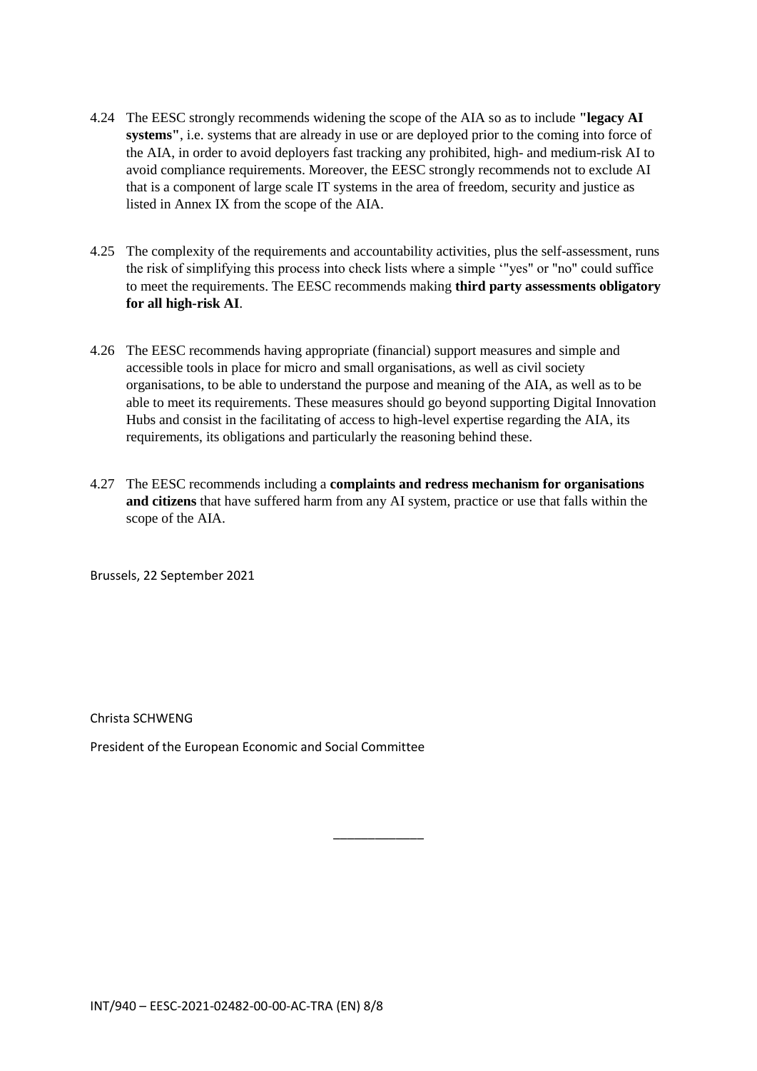4.24 The EESC strongly recommends widening the scope of the AIA so as to include **"legacy AI systems"**, i.e. systems that are already in use or are deployed prior to the coming into force of the AIA, in order to avoid deployers fast tracking any prohibited, high- and medium-risk AI to avoid compliance requirements. Moreover, the EESC strongly recommends not to exclude AI that is a component of large scale IT systems in the area of freedom, security and justice as listed in Annex IX from the scope of the AIA.

4.25 The complexity of the requirements and accountability activities, plus the self-assessment, runs the risk of simplifying this process into check lists where a simple '"yes" or "no" could suffice to meet the requirements. The EESC recommends making **third party assessments obligatory for all high-risk AI**.

4.26 The EESC recommends having appropriate (financial) support measures and simple and accessible tools in place for micro and small organisations, as well as civil society organisations, to be able to understand the purpose and meaning of the AIA, as well as to be able to meet its requirements. These measures should go beyond supporting Digital Innovation Hubs and consist in the facilitating of access to high-level expertise regarding the AIA, its requirements, its obligations and particularly the reasoning behind these.

4.27 The EESC recommends including a **complaints and redress mechanism for organisations and citizens** that have suffered harm from any AI system, practice or use that falls within the scope of the AIA.

Brussels, 22 September 2021

Christa SCHWENG

President of the European Economic and Social Committee

_____________